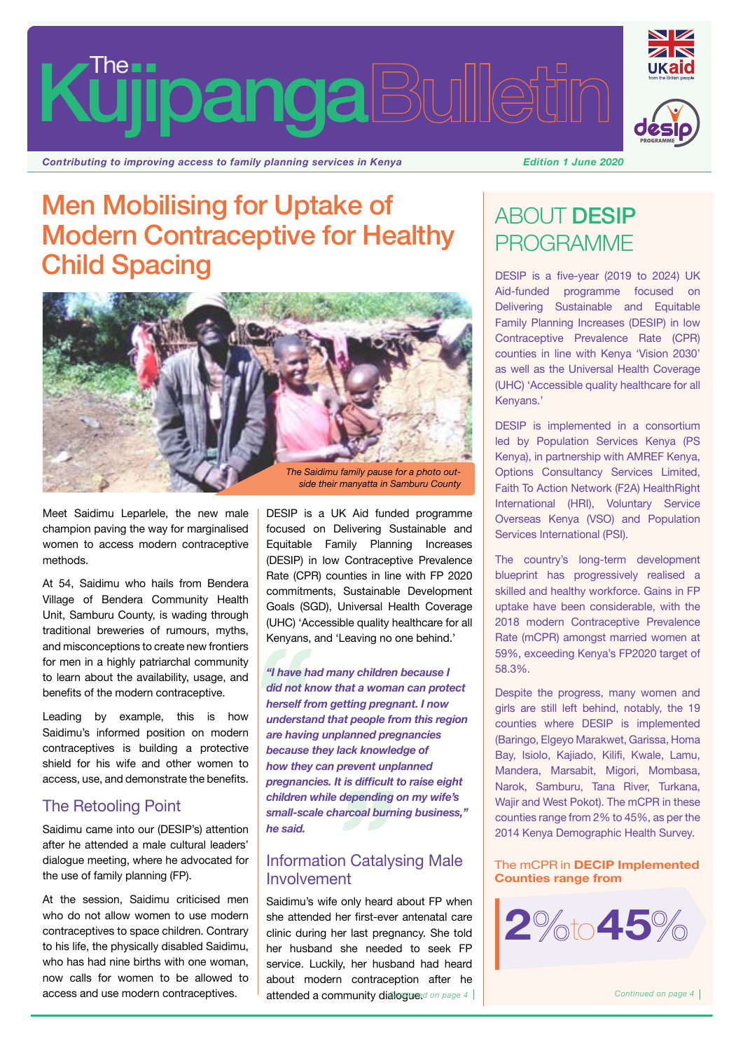# The Kujipanga Bulletin

*Contributing to improving access to family planning services in Kenya*

*Edition 1 June 2020*

## Men Mobilising for Uptake of Modern Contraceptive for Healthy Child Spacing

*The Saidimu family pause for a photo outside their manyatta in Samburu County*

Meet Saidimu Leparlele, the new male champion paving the way for marginalised women to access modern contraceptive methods.

At 54, Saidimu who hails from Bendera Village of Bendera Community Health Unit, Samburu County, is wading through traditional breweries of rumours, myths, and misconceptions to create new frontiers for men in a highly patriarchal community to learn about the availability, usage, and benefits of the modern contraceptive.

Leading by example, this is how Saidimu's informed position on modern contraceptives is building a protective shield for his wife and other women to access, use, and demonstrate the benefits.

### The Retooling Point

Saidimu came into our (DESIP's) attention after he attended a male cultural leaders' dialogue meeting, where he advocated for the use of family planning (FP).

At the session, Saidimu criticised men who do not allow women to use modern contraceptives to space children. Contrary to his life, the physically disabled Saidimu, who has had nine births with one woman, now calls for women to be allowed to access and use modern contraceptives.

DESIP is a UK Aid funded programme focused on Delivering Sustainable and Equitable Family Planning Increases (DESIP) in low Contraceptive Prevalence Rate (CPR) counties in line with FP 2020 commitments, Sustainable Development Goals (SGD), Universal Health Coverage (UHC) 'Accessible quality healthcare for all Kenyans, and 'Leaving no one behind.'

> ***"I have had many children because I did not know that a woman can protect herself from getting pregnant. I now understand that people from this region are having unplanned pregnancies because they lack knowledge of how they can prevent unplanned pregnancies. It is difficult to raise eight children while depending on my wife's small-scale charcoal burning business," he said.***

### Information Catalysing Male Involvement

Saidimu's wife only heard about FP when she attended her first-ever antenatal care clinic during her last pregnancy. She told her husband she needed to seek FP service. Luckily, her husband had heard about modern contraception after he attended a community dialogue.

*Continued on page 4*

## ABOUT DESIP PROGRAMME

DESIP is a five-year (2019 to 2024) UK Aid-funded programme focused on Delivering Sustainable and Equitable Family Planning Increases (DESIP) in low Contraceptive Prevalence Rate (CPR) counties in line with Kenya 'Vision 2030' as well as the Universal Health Coverage (UHC) 'Accessible quality healthcare for all Kenyans.'

DESIP is implemented in a consortium led by Population Services Kenya (PS Kenya), in partnership with AMREF Kenya, Options Consultancy Services Limited, Faith To Action Network (F2A) HealthRight International (HRI), Voluntary Service Overseas Kenya (VSO) and Population Services International (PSI).

The country's long-term development blueprint has progressively realised a skilled and healthy workforce. Gains in FP uptake have been considerable, with the 2018 modern Contraceptive Prevalence Rate (mCPR) amongst married women at 59%, exceeding Kenya's FP2020 target of 58.3%.

Despite the progress, many women and girls are still left behind, notably, the 19 counties where DESIP is implemented (Baringo, Elgeyo Marakwet, Garissa, Homa Bay, Isiolo, Kajiado, Kilifi, Kwale, Lamu, Mandera, Marsabit, Migori, Mombasa, Narok, Samburu, Tana River, Turkana, Wajir and West Pokot). The mCPR in these counties range from 2% to 45%, as per the 2014 Kenya Demographic Health Survey.

**The mCPR in DECIP Implemented Counties range from**

**2% to 45%**

*Continued on page 4*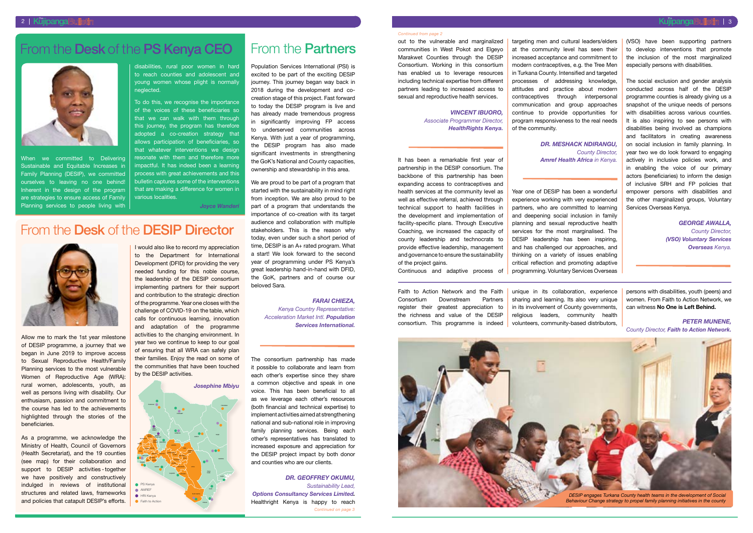# From the Desk of the PS Kenya CEO

When we committed to Delivering Sustainable and Equitable Increases in Family Planning (DESIP), we committed ourselves to leaving no one behind! Inherent in the design of the program are strategies to ensure access of Family Planning services to people living with disabilities, rural poor women in hard to reach counties and adolescent and young women whose plight is normally neglected.

To do this, we recognise the importance of the voices of these beneficiaries so that we can walk with them through this journey, the program has therefore adopted a co-creation strategy that allows participation of beneficiaries, so that whatever interventions we design resonate with them and therefore more impactful. It has indeed been a learning process with great achievements and this bulletin captures some of the interventions that are making a difference for women in various localities.

*Joyce Wanderi*

# From the Desk of the DESIP Director

Allow me to mark the 1st year milestone of DESIP programme, a journey that we began in June 2019 to improve access to Sexual Reproductive Health/Family Planning services to the most vulnerable Women of Reproductive Age (WRA): rural women, adolescents, youth, as well as persons living with disability. Our enthusiasm, passion and commitment to the course has led to the achievements highlighted through the stories of the beneficiaries.

As a programme, we acknowledge the Ministry of Health, Council of Governors (Health Secretariat), and the 19 counties (see map) for their collaboration and support to DESIP activities - together we have positively and constructively indulged in reviews of institutional structures and related laws, frameworks and policies that catapult DESIP's efforts.

I would also like to record my appreciation to the Department for International Development (DFID) for providing the very needed funding for this noble course, the leadership of the DESIP consortium implementing partners for their support and contribution to the strategic direction of the programme. Year one closes with the challenge of COVID-19 on the table, which calls for continuous learning, innovation and adaptation of the programme activities to the changing environment. In year two we continue to keep to our goal of ensuring that all WRA can safely plan their families. Enjoy the read on some of the communities that have been touched by the DESIP activities.

*Josephine Mbiyu*

- PS Kenya
- AMREF
- HRI Kenya
- Faith to Action

# From the Partners

Population Services International (PSI) is excited to be part of the exciting DESIP journey. This journey began way back in 2018 during the development and co-creation stage of this project. Fast forward to today the DESIP program is live and has already made tremendous progress in significantly improving FP access to underserved communities across Kenya. With just a year of programming, the DESIP program has also made significant investments in strengthening the GoK's National and County capacities, ownership and stewardship in this area.

We are proud to be part of a program that started with the sustainability in mind right from inception. We are also proud to be part of a program that understands the importance of co-creation with its target audience and collaboration with multiple stakeholders. This is the reason why today, even under such a short period of time, DESIP is an A+ rated program. What a start! We look forward to the second year of programming under PS Kenya's great leadership hand-in-hand with DFID, the GoK, partners and of course our beloved Sara.

***FARAI CHIEZA,***
*Kenya Country Representative: Acceleration Market Intl.* ***Population Services International.***

The consortium partnership has made it possible to collaborate and learn from each other's expertise since they share a common objective and speak in one voice. This has been beneficial to all as we leverage each other's resources (both financial and technical expertise) to implement activities aimed at strengthening national and sub-national role in improving family planning services. Being each other's representatives has translated to increased exposure and appreciation for the DESIP project impact by both donor and counties who are our clients.

***DR. GEOFFREY OKUMU,***
*Sustainability Lead,* ***Options Consultancy Services Limited.***

Healthright Kenya is happy to reach out to the vulnerable and marginalized communities in West Pokot and Elgeyo Marakwet Counties through the DESIP Consortium. Working in this consortium has enabled us to leverage resources including technical expertise from different partners leading to increased access to sexual and reproductive health services.

***VINCENT IBUORO,***
*Associate Programmer Director,* ***HealthRights Kenya.***

It has been a remarkable first year of partnership in the DESIP consortium. The backbone of this partnership has been expanding access to contraceptives and health services at the community level as well as effective referral, achieved through technical support to health facilities in the development and implementation of facility-specific plans. Through Executive Coaching, we increased the capacity of county leadership and technocrats to provide effective leadership, management and governance to ensure the sustainability of the project gains.

Continuous and adaptive process of targeting men and cultural leaders/elders at the community level has seen their increased acceptance and commitment to modern contraceptives, e.g. the Tree Men in Turkana County. Intensified and targeted processes of addressing knowledge, attitudes and practice about modern contraceptives through interpersonal communication and group approaches continue to provide opportunities for program responsiveness to the real needs of the community.

***DR. MESHACK NDIRANGU,***
*County Director,* ***Amref Health Africa*** *in Kenya.*

Year one of DESIP has been a wonderful experience working with very experienced partners, who are committed to learning and deepening social inclusion in family planning and sexual reproductive health services for the most marginalised. The DESIP leadership has been inspiring, and has challenged our approaches, and thinking on a variety of issues enabling critical reflection and promoting adaptive programming. Voluntary Services Overseas (VSO) have been supporting partners to develop interventions that promote the inclusion of the most marginalized especially persons with disabilities.

The social exclusion and gender analysis conducted across half of the DESIP programme counties is already giving us a snapshot of the unique needs of persons with disabilities across various counties. It is also inspiring to see persons with disabilities being involved as champions and facilitators in creating awareness on social inclusion in family planning. In year two we do look forward to engaging actively in inclusive policies work, and in enabling the voice of our primary actors (beneficiaries) to inform the design of inclusive SRH and FP policies that empower persons with disabilities and the other marginalized groups, Voluntary Services Overseas Kenya.

***GEORGE AWALLA,***
*County Director,* ***(VSO) Voluntary Services Overseas*** *Kenya.*

Faith to Action Network and the Faith Consortium Downstream Partners register their greatest appreciation to the richness and value of the DESIP consortium. This programme is indeed unique in its collaboration, experience sharing and learning. Its also very unique in its involvement of County governments, religious leaders, community health volunteers, community-based distributors, persons with disabilities, youth (peers) and women. From Faith to Action Network, we can witness **No One is Left Behind.**

***PETER MUNENE,***
*County Director,* ***Faith to Action Network.***

*DESIP engages Turkana County health teams in the development of Social Behaviour Change strategy to propel family planning initiatives in the county*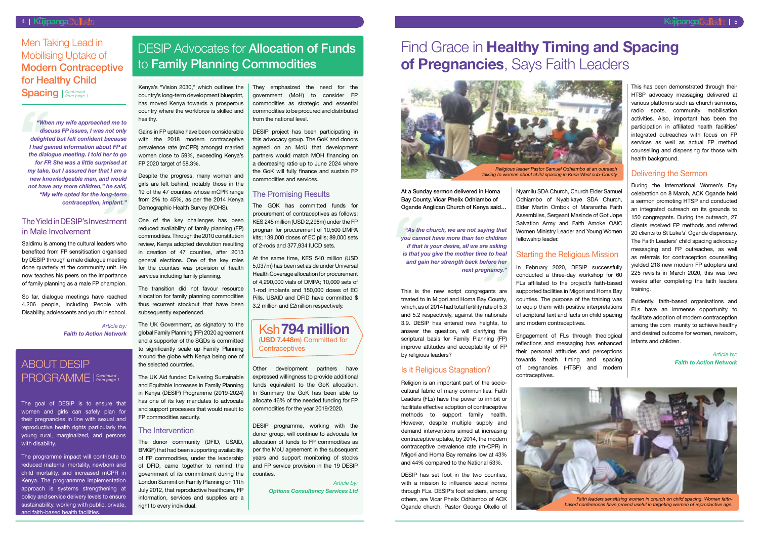## Men Taking Lead in Mobilising Uptake of **Modern Contraceptive for Healthy Child Spacing** | *Continued from page 1*

> *"When my wife approached me to discuss FP issues, I was not only delighted but felt confident because I had gained information about FP at the dialogue meeting. I told her to go for FP. She was a little surprised at my take, but I assured her that I am a new knowledgeable man, and would not have any more children," he said, "My wife opted for the long-term contraception, implant."*

### The Yield in DESIP's Investment in Male Involvement

Saidimu is among the cultural leaders who benefited from FP sensitisation organised by DESIP through a male dialogue meeting done quarterly at the community unit. He now teaches his peers on the importance of family planning as a male FP champion.

So far, dialogue meetings have reached 4,206 people, including People with Disability, adolescents and youth in school.

*Article by:*
***Faith to Action Network***

## ABOUT DESIP PROGRAMME | *Continued from page 1*

The goal of DESIP is to ensure that women and girls can safely plan for their pregnancies in line with sexual and reproductive health rights particularly the young rural, marginalized, and persons with disability.

The programme impact will contribute to reduced maternal mortality, newborn and child mortality, and increased mCPR in Kenya. The programme implementation approach is systems strengthening at policy and service delivery levels to ensure sustainability, working with public, private, and faith-based health facilities.

## DESIP Advocates for **Allocation of Funds** to **Family Planning Commodities**

Kenya's "Vision 2030," which outlines the country's long-term development blueprint, has moved Kenya towards a prosperous country where the workforce is skilled and healthy.

Gains in FP uptake have been considerable with the 2018 modern contraceptive prevalence rate (mCPR) amongst married women close to 59%, exceeding Kenya's FP 2020 target of 58.3%.

Despite the progress, many women and girls are left behind, notably those in the 19 of the 47 counties whose mCPR range from 2% to 45%, as per the 2014 Kenya Demographic Health Survey (KDHS).

One of the key challenges has been reduced availability of family planning (FP) commodities. Through the 2010 constitution review, Kenya adopted devolution resulting in creation of 47 counties, after 2013 general elections. One of the key roles for the counties was provision of health services including family planning.

The transition did not favour resource allocation for family planning commodities thus recurrent stockout that have been subsequently experienced.

The UK Government, as signatory to the global Family Planning (FP) 2020 agreement and a supporter of the SGDs is committed to significantly scale up Family Planning around the globe with Kenya being one of the selected countries.

The UK Aid funded Delivering Sustainable and Equitable Increases in Family Planning in Kenya (DESIP) Programme (2019-2024) has one of its key mandates to advocate and support processes that would result to FP commodities security.

### The Intervention

The donor community (DFID, USAID, BMGF) that had been supporting availability of FP commodities, under the leadership of DFID, came together to remind the government of its commitment during the London Summit on Family Planning on 11th July 2012, that reproductive healthcare, FP information, services and supplies are a right to every individual.

They emphasized the need for the government (MoH) to consider FP commodities as strategic and essential commodities to be procured and distributed from the national level.

DESIP project has been participating in this advocacy group. The GoK and donors agreed on an MoU that development partners would match MOH financing on a decreasing ratio up to June 2024 where the GoK will fully finance and sustain FP commodities and services.

### The Promising Results

The GOK has committed funds for procurement of contraceptives as follows: KES 245 million (USD 2,298m) under the FP program for procurement of 10,500 DMPA kits; 139,000 doses of EC pills; 89,000 sets of 2-rods and 377,934 IUCD sets.

At the same time, KES 540 million (USD 5,037m) has been set aside under Universal Health Coverage allocation for procurement of 4,290,000 vials of DMPA; 10,000 sets of 1-rod implants and 150,000 doses of EC Pills. USAID and DFID have committed $ 3.2 million and £2million respectively.

> **Ksh 794 million**
> **(USD 7.448m)** Committed for Contraceptives

Other development partners have expressed willingness to provide additional funds equivalent to the GoK allocation. In Summary the GoK has been able to allocate 46% of the needed funding for FP commodities for the year 2019/2020.

DESIP programme, working with the donor group, will continue to advocate for allocation of funds to FP commodities as per the MoU agreement in the subsequent years and support monitoring of stocks and FP service provision in the 19 DESIP counties.

*Article by:*
***Options Consultancy Services Ltd***

## Find Grace in **Healthy Timing and Spacing of Pregnancies**, Says Faith Leaders

*Religious leader Pastor Samuel Odhiambo at an outreach talking to women about child spacing in Kuria West sub-County*

**At a Sunday sermon delivered in Homa Bay County, Vicar Plelix Odhiambo of Ogande Anglican Church of Kenya said…**

> *"As the church, we are not saying that you cannot have more than ten children if that is your desire, all we are asking is that you give the mother time to heal and gain her strength back before her next pregnancy."*

This is the new script congregants are treated to in Migori and Homa Bay County, which, as of 2014 had total fertility rate of 5.3 and 5.2 respectively, against the nationals 3.9. DESIP has entered new heights, to answer the question, will clarifying the scriptural basis for Family Planning (FP) improve attitudes and acceptability of FP by religious leaders?

### Is it Religious Stagnation?

Religion is an important part of the socio-cultural fabric of many communities. Faith Leaders (FLs) have the power to inhibit or facilitate effective adoption of contraceptive methods to support family health. However, despite multiple supply and demand interventions aimed at increasing contraceptive uptake, by 2014, the modern contraceptive prevalence rate (m-CPR) in Migori and Homa Bay remains low at 43% and 44% compared to the National 53%.

DESIP has set foot in the two counties, with a mission to influence social norms through FLs. DESIP's foot soldiers, among others, are Vicar Plelix Odhiambo of ACK Ogande church, Pastor George Okello of Nyamilu SDA Church, Church Elder Samuel Odhiambo of Nyabikaye SDA Church, Elder Martin Ombok of Maranatha Faith Assemblies, Sergeant Masinde of Got Jope Salvation Army and Faith Amoke OAIC Women Ministry Leader and Young Women fellowship leader.

### Starting the Religious Mission

In February 2020, DESIP successfully conducted a three-day workshop for 60 FLs affiliated to the project's faith-based supported facilities in Migori and Homa Bay counties. The purpose of the training was to equip them with positive interpretations of scriptural text and facts on child spacing and modern contraceptives.

Engagement of FLs through theological reflections and messaging has enhanced their personal attitudes and perceptions towards health timing and spacing of pregnancies (HTSP) and modern contraceptives.

This has been demonstrated through their HTSP advocacy messaging delivered at various platforms such as church sermons, radio spots, community mobilisation activities. Also, important has been the participation in affiliated health facilities' integrated outreaches with focus on FP services as well as actual FP method counselling and dispensing for those with health background.

### Delivering the Sermon

During the International Women's Day celebration on 8 March, ACK Ogande held a sermon promoting HTSP and conducted an integrated outreach on its grounds to 150 congregants. During the outreach, 27 clients received FP methods and referred 20 clients to St Luke's' Ogande dispensary. The Faith Leaders' child spacing advocacy messaging and FP outreaches, as well as referrals for contraception counselling yielded 218 new modern FP adopters and 225 revisits in March 2020, this was two weeks after completing the faith leaders training.

Evidently, faith-based organisations and FLs have an immense opportunity to facilitate adoption of modern contraception among the com munity to achieve healthy and desired outcome for women, newborn, infants and children.

*Article by:*
***Faith to Action Network***

*Faith leaders sensitising women in church on child spacing. Women faith-based conferences have proved useful in targeting women of reproductive age.*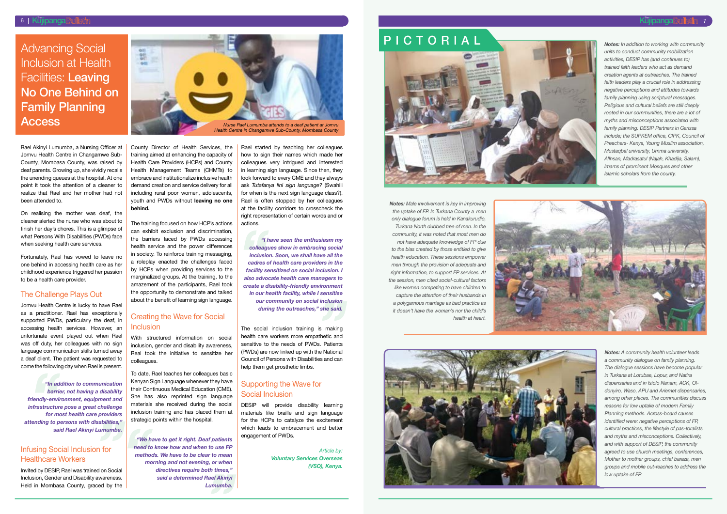# Advancing Social Inclusion at Health Facilities: **Leaving No One Behind on Family Planning Access**

Nurse Rael Lumumba attends to a deaf patient at Jomvu Health Centre in Changamwe Sub-County, Mombasa County

Rael Akinyi Lumumba, a Nursing Officer at Jomvu Health Centre in Changamwe Sub-County, Mombasa County, was raised by deaf parents. Growing up, she vividly recalls the unending queues at the hospital. At one point it took the attention of a cleaner to realize that Rael and her mother had not been attended to.

On realising the mother was deaf, the cleaner alerted the nurse who was about to finish her day's chores. This is a glimpse of what Persons With Disabilities (PWDs) face when seeking health care services.

Fortunately, Rael has vowed to leave no one behind in accessing health care as her childhood experience triggered her passion to be a health care provider.

## The Challenge Plays Out

Jomvu Health Centre is lucky to have Rael as a practitioner. Rael has exceptionally supported PWDs, particularly the deaf, in accessing health services. However, an unfortunate event played out when Rael was off duty, her colleagues with no sign language communication skills turned away a deaf client. The patient was requested to come the following day when Rael is present.

> ***"In addition to communication barrier, not having a disability friendly-environment, equipment and infrastructure pose a great challenge for most health care providers attending to persons with disabilities," said Rael Akinyi Lumumba.***

## Infusing Social Inclusion for Healthcare Workers

Invited by DESIP, Rael was trained on Social Inclusion, Gender and Disability awareness. Held in Mombasa County, graced by the County Director of Health Services, the training aimed at enhancing the capacity of Health Care Providers (HCPs) and County Health Management Teams (CHMTs) to embrace and institutionalize inclusive health demand creation and service delivery for all including rural poor women, adolescents, youth and PWDs without **leaving no one behind.**

The training focused on how HCP's actions can exhibit exclusion and discrimination, the barriers faced by PWDs accessing health service and the power differences in society. To reinforce training messaging, a roleplay enacted the challenges faced by HCPs when providing services to the marginalized groups. At the training, to the amazement of the participants, Rael took the opportunity to demonstrate and talked about the benefit of learning sign language.

## Creating the Wave for Social Inclusion

With structured information on social inclusion, gender and disability awareness, Real took the initiative to sensitize her colleagues.

To date, Rael teaches her colleagues basic Kenyan Sign Language whenever they have their Continuous Medical Education (CME). She has also reprinted sign language materials she received during the social inclusion training and has placed them at strategic points within the hospital.

> ***"We have to get it right. Deaf patients need to know how and when to use FP methods. We have to be clear to mean morning and not evening, or when directives require both times," said a determined Rael Akinyi Lumumba.***

Rael started by teaching her colleagues how to sign their names which made her colleagues very intrigued and interested in learning sign language. Since then, they look forward to every CME and they always ask *Tutafanya lini sign language?* (Swahili for when is the next sign language class?). Rael is often stopped by her colleagues at the facility corridors to crosscheck the right representation of certain words and or actions.

> ***"I have seen the enthusiasm my colleagues show in embracing social inclusion. Soon, we shall have all the cadres of health care providers in the facility sensitized on social inclusion. I also advocate health care managers to create a disability-friendly environment in our health facility, while I sensitise our community on social inclusion during the outreaches," she said.***

The social inclusion training is making health care workers more empathetic and sensitive to the needs of PWDs. Patients (PWDs) are now linked up with the National Council of Persons with Disabilities and can help them get prosthetic limbs.

## Supporting the Wave for Social Inclusion

DESIP will provide disability learning materials like braille and sign language for the HCPs to catalyze the excitement which leads to embracement and better engagement of PWDs.

*Article by:*
***Voluntary Services Overseas (VSO), Kenya.***

# PICTORIAL

***Notes:*** *In addition to working with community units to conduct community mobilization activities, DESIP has (and continues to) trained faith leaders who act as demand creation agents at outreaches. The trained faith leaders play a crucial role in addressing negative perceptions and attitudes towards family planning using scriptural messages. Religious and cultural beliefs are still deeply rooted in our communities, there are a lot of myths and misconceptions associated with family planning. DESIP Partners in Garissa include; the SUPKEM office, CIPK, Council of Preachers- Kenya, Young Muslim association, Mustaqbal university, Umma university, Allhsan, Madrasatul (Najah, Khadija, Salam), Imams of prominent Mosques and other Islamic scholars from the county.*

***Notes:*** *Male involvement is key in improving the uptake of FP. In Turkana County a men only dialogue forum is held in Kanakurudio, Turkana North dubbed tree of men. In the community, it was noted that most men do not have adequate knowledge of FP due to the bias created by those entitled to give health education. These sessions empower men through the provision of adequate and right information, to support FP services. At the session, men cited social-cultural factors like women competing to have children to capture the attention of their husbands in a polygamous marriage as bad practice as it doesn't have the woman's nor the child's health at heart.*

***Notes:*** *A community health volunteer leads a community dialogue on family planning. The dialogue sessions have become popular in Turkana at Lotubae, Lopur, and Natira dispensaries and in Isiolo Nanam, ACK, Ol-donyiro, Waso, APU and Ariemet dispensaries, among other places. The communities discuss reasons for low uptake of modern Family Planning methods. Across-board causes identified were: negative perceptions of FP, cultural practices, the lifestyle of pas-toralists and myths and misconceptions. Collectively, and with support of DESIP, the community agreed to use church meetings, conferences, Mother to mother groups, chief baraza, men groups and mobile out-reaches to address the low uptake of FP.*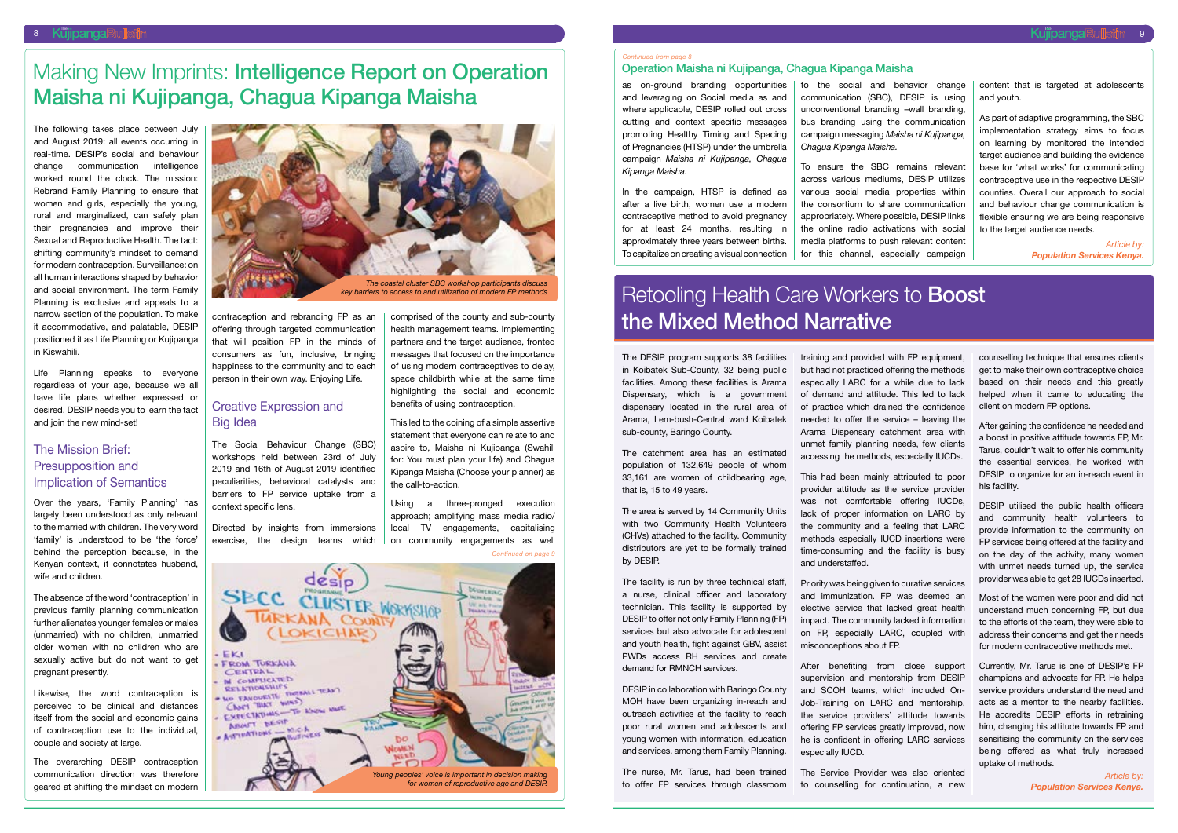# Making New Imprints: **Intelligence Report on Operation Maisha ni Kujipanga, Chagua Kipanga Maisha**

The following takes place between July and August 2019: all events occurring in real-time. DESIP's social and behaviour change communication intelligence worked round the clock. The mission: Rebrand Family Planning to ensure that women and girls, especially the young, rural and marginalized, can safely plan their pregnancies and improve their Sexual and Reproductive Health. The tact: shifting community's mindset to demand for modern contraception. Surveillance: on all human interactions shaped by behavior and social environment. The term Family Planning is exclusive and appeals to a narrow section of the population. To make it accommodative, and palatable, DESIP positioned it as Life Planning or Kujipanga in Kiswahili.

Life Planning speaks to everyone regardless of your age, because we all have life plans whether expressed or desired. DESIP needs you to learn the tact and join the new mind-set!

## The Mission Brief: Presupposition and Implication of Semantics

Over the years, 'Family Planning' has largely been understood as only relevant to the married with children. The very word 'family' is understood to be 'the force' behind the perception because, in the Kenyan context, it connotes husband, wife and children.

The absence of the word 'contraception' in previous family planning communication further alienates younger females or males (unmarried) with no children, unmarried older women with no children who are sexually active but do not want to get pregnant presently.

Likewise, the word contraception is perceived to be clinical and distances itself from the social and economic gains of contraception use to the individual, couple and society at large.

The overarching DESIP contraception communication direction was therefore geared at shifting the mindset on modern contraception and rebranding FP as an offering through targeted communication that will position FP in the minds of consumers as fun, inclusive, bringing happiness to the community and to each person in their own way. Enjoying Life.

*The coastal cluster SBC workshop participants discuss key barriers to access to and utilization of modern FP methods*

## Creative Expression and Big Idea

The Social Behaviour Change (SBC) workshops held between 23rd of July 2019 and 16th of August 2019 identified peculiarities, behavioral catalysts and barriers to FP service uptake from a context specific lens.

Directed by insights from immersions exercise, the design teams which comprised of the county and sub-county health management teams. Implementing partners and the target audience, fronted messages that focused on the importance of using modern contraceptives to delay, space childbirth while at the same time highlighting the social and economic benefits of using contraception.

This led to the coining of a simple assertive statement that everyone can relate to and aspire to, Maisha ni Kujipanga (Swahili for: You must plan your life) and Chagua Kipanga Maisha (Choose your planner) as the call-to-action.

Using a three-pronged execution approach; amplifying mass media radio/ local TV engagements, capitalising on community engagements as well as on-ground branding opportunities and leveraging on Social media as and where applicable, DESIP rolled out cross cutting and context specific messages promoting Healthy Timing and Spacing of Pregnancies (HTSP) under the umbrella campaign *Maisha ni Kujipanga, Chagua Kipanga Maisha*.

*Young peoples' voice is important in decision making for women of reproductive age and DESIP.*

In the campaign, HTSP is defined as after a live birth, women use a modern contraceptive method to avoid pregnancy for at least 24 months, resulting in approximately three years between births. To capitalize on creating a visual connection to the social and behavior change communication (SBC), DESIP is using unconventional branding –wall branding, bus branding using the communication campaign messaging *Maisha ni Kujipanga, Chagua Kipanga Maisha.*

To ensure the SBC remains relevant across various mediums, DESIP utilizes various social media properties within the consortium to share communication appropriately. Where possible, DESIP links the online radio activations with social media platforms to push relevant content for this channel, especially campaign content that is targeted at adolescents and youth.

As part of adaptive programming, the SBC implementation strategy aims to focus on learning by monitored the intended target audience and building the evidence base for 'what works' for communicating contraceptive use in the respective DESIP counties. Overall our approach to social and behaviour change communication is flexible ensuring we are being responsive to the target audience needs.

*Article by:*
***Population Services Kenya.***

# Retooling Health Care Workers to **Boost the Mixed Method Narrative**

The DESIP program supports 38 facilities in Koibatek Sub-County, 32 being public facilities. Among these facilities is Arama Dispensary, which is a government dispensary located in the rural area of Arama, Lem-bush-Central ward Koibatek sub-county, Baringo County.

The catchment area has an estimated population of 132,649 people of whom 33,161 are women of childbearing age, that is, 15 to 49 years.

The area is served by 14 Community Units with two Community Health Volunteers (CHVs) attached to the facility. Community distributors are yet to be formally trained by DESIP.

The facility is run by three technical staff, a nurse, clinical officer and laboratory technician. This facility is supported by DESIP to offer not only Family Planning (FP) services but also advocate for adolescent and youth health, fight against GBV, assist PWDs access RH services and create demand for RMNCH services.

DESIP in collaboration with Baringo County MOH have been organizing in-reach and outreach activities at the facility to reach poor rural women and adolescents and young women with information, education and services, among them Family Planning.

The nurse, Mr. Tarus, had been trained to offer FP services through classroom training and provided with FP equipment, but had not practiced offering the methods especially LARC for a while due to lack of demand and attitude. This led to lack of practice which drained the confidence needed to offer the service – leaving the Arama Dispensary catchment area with unmet family planning needs, few clients accessing the methods, especially IUCDs.

This had been mainly attributed to poor provider attitude as the service provider was not comfortable offering IUCDs, lack of proper information on LARC by the community and a feeling that LARC methods especially IUCD insertions were time-consuming and the facility is busy and understaffed.

Priority was being given to curative services and immunization. FP was deemed an elective service that lacked great health impact. The community lacked information on FP, especially LARC, coupled with misconceptions about FP.

After benefiting from close support supervision and mentorship from DESIP and SCOH teams, which included On-Job-Training on LARC and mentorship, the service providers' attitude towards offering FP services greatly improved, now he is confident in offering LARC services especially IUCD.

The Service Provider was also oriented to counselling for continuation, a new counselling technique that ensures clients get to make their own contraceptive choice based on their needs and this greatly helped when it came to educating the client on modern FP options.

After gaining the confidence he needed and a boost in positive attitude towards FP, Mr. Tarus, couldn't wait to offer his community the essential services, he worked with DESIP to organize for an in-reach event in his facility.

DESIP utilised the public health officers and community health volunteers to provide information to the community on FP services being offered at the facility and on the day of the activity, many women with unmet needs turned up, the service provider was able to get 28 IUCDs inserted.

Most of the women were poor and did not understand much concerning FP, but due to the efforts of the team, they were able to address their concerns and get their needs for modern contraceptive methods met.

Currently, Mr. Tarus is one of DESIP's FP champions and advocate for FP. He helps service providers understand the need and acts as a mentor to the nearby facilities. He accredits DESIP efforts in retraining him, changing his attitude towards FP and sensitising the community on the services being offered as what truly increased uptake of methods.

*Article by:*
***Population Services Kenya.***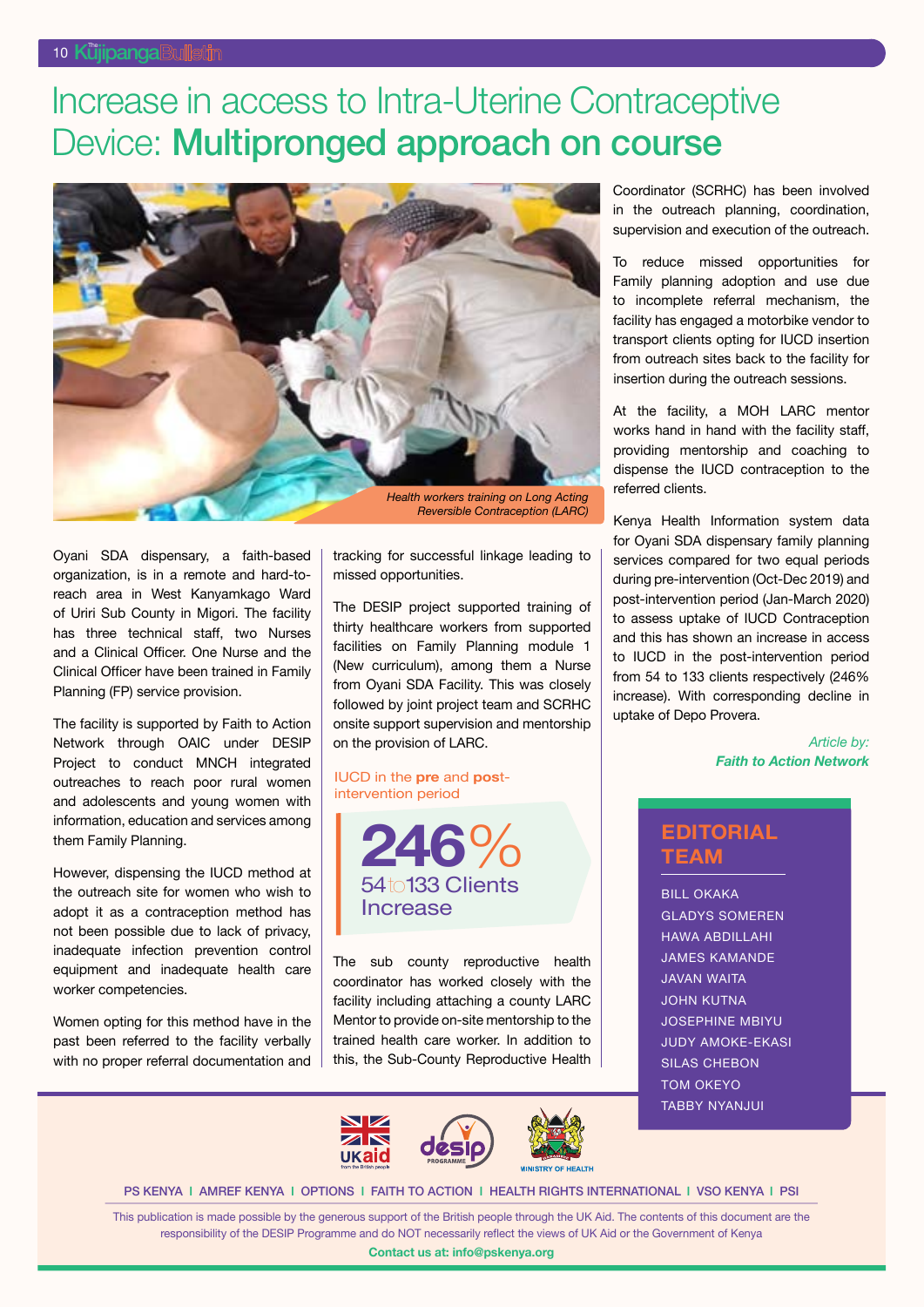# Increase in access to Intra-Uterine Contraceptive Device: **Multipronged approach on course**

*Health workers training on Long Acting Reversible Contraception (LARC)*

Oyani SDA dispensary, a faith-based organization, is in a remote and hard-to-reach area in West Kanyamkago Ward of Uriri Sub County in Migori. The facility has three technical staff, two Nurses and a Clinical Officer. One Nurse and the Clinical Officer have been trained in Family Planning (FP) service provision.

The facility is supported by Faith to Action Network through OAIC under DESIP Project to conduct MNCH integrated outreaches to reach poor rural women and adolescents and young women with information, education and services among them Family Planning.

However, dispensing the IUCD method at the outreach site for women who wish to adopt it as a contraception method has not been possible due to lack of privacy, inadequate infection prevention control equipment and inadequate health care worker competencies.

Women opting for this method have in the past been referred to the facility verbally with no proper referral documentation and tracking for successful linkage leading to missed opportunities.

The DESIP project supported training of thirty healthcare workers from supported facilities on Family Planning module 1 (New curriculum), among them a Nurse from Oyani SDA Facility. This was closely followed by joint project team and SCRHC onsite support supervision and mentorship on the provision of LARC.

IUCD in the **pre** and **post**-intervention period

**246%**
54 to 133 Clients
Increase

The sub county reproductive health coordinator has worked closely with the facility including attaching a county LARC Mentor to provide on-site mentorship to the trained health care worker. In addition to this, the Sub-County Reproductive Health Coordinator (SCRHC) has been involved in the outreach planning, coordination, supervision and execution of the outreach.

To reduce missed opportunities for Family planning adoption and use due to incomplete referral mechanism, the facility has engaged a motorbike vendor to transport clients opting for IUCD insertion from outreach sites back to the facility for insertion during the outreach sessions.

At the facility, a MOH LARC mentor works hand in hand with the facility staff, providing mentorship and coaching to dispense the IUCD contraception to the referred clients.

Kenya Health Information system data for Oyani SDA dispensary family planning services compared for two equal periods during pre-intervention (Oct-Dec 2019) and post-intervention period (Jan-March 2020) to assess uptake of IUCD Contraception and this has shown an increase in access to IUCD in the post-intervention period from 54 to 133 clients respectively (246% increase). With corresponding decline in uptake of Depo Provera.

*Article by:*
***Faith to Action Network***

## EDITORIAL TEAM

BILL OKAKA
GLADYS SOMEREN
HAWA ABDILLAHI
JAMES KAMANDE
JAVAN WAITA
JOHN KUTNA
JOSEPHINE MBIYU
JUDY AMOKE-EKASI
SILAS CHEBON
TOM OKEYO
TABBY NYANJUI

UKaid from the British people | desip PROGRAMME | MINISTRY OF HEALTH

PS KENYA | AMREF KENYA | OPTIONS | FAITH TO ACTION | HEALTH RIGHTS INTERNATIONAL | VSO KENYA | PSI

This publication is made possible by the generous support of the British people through the UK Aid. The contents of this document are the responsibility of the DESIP Programme and do NOT necessarily reflect the views of UK Aid or the Government of Kenya

**Contact us at: info@pskenya.org**